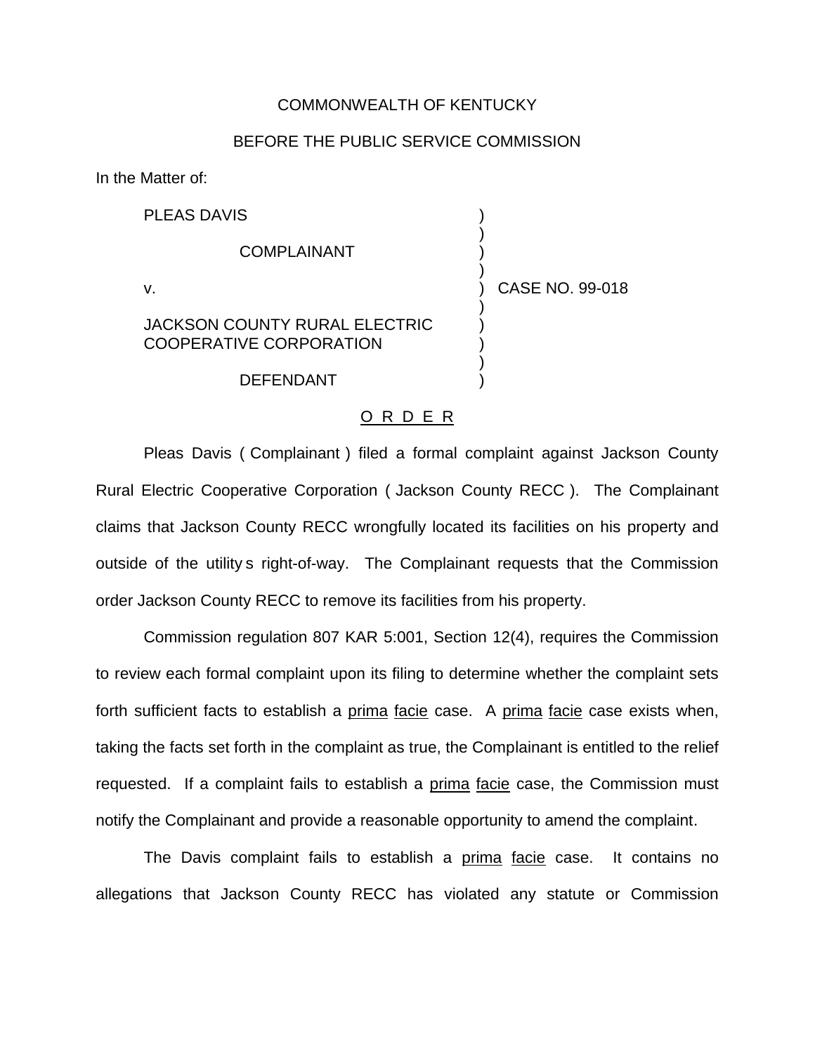COMMONWEALTH OF KENTUCKY

BEFORE THE PUBLIC SERVICE COMMISSION

In the Matter of:

| | | |
|---|---|---|
| PLEAS DAVIS<br><br>COMPLAINANT<br><br>v.<br><br>JACKSON COUNTY RURAL ELECTRIC COOPERATIVE CORPORATION<br><br>DEFENDANT | ) | CASE NO. 99-018 |

## O R D E R

Pleas Davis ( Complainant ) filed a formal complaint against Jackson County Rural Electric Cooperative Corporation ( Jackson County RECC ). The Complainant claims that Jackson County RECC wrongfully located its facilities on his property and outside of the utility s right-of-way. The Complainant requests that the Commission order Jackson County RECC to remove its facilities from his property.

Commission regulation 807 KAR 5:001, Section 12(4), requires the Commission to review each formal complaint upon its filing to determine whether the complaint sets forth sufficient facts to establish a prima facie case. A prima facie case exists when, taking the facts set forth in the complaint as true, the Complainant is entitled to the relief requested. If a complaint fails to establish a prima facie case, the Commission must notify the Complainant and provide a reasonable opportunity to amend the complaint.

The Davis complaint fails to establish a prima facie case. It contains no allegations that Jackson County RECC has violated any statute or Commission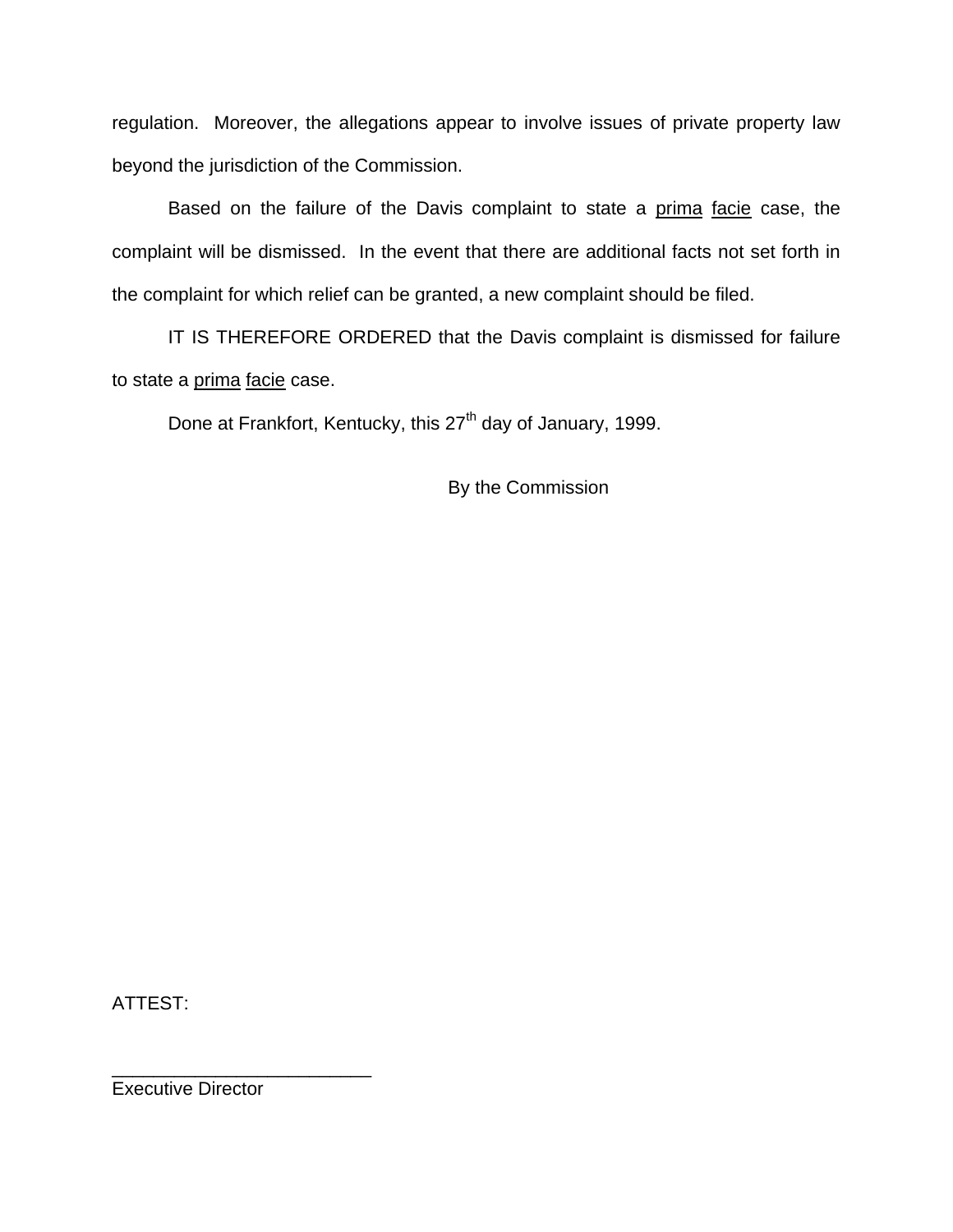regulation. Moreover, the allegations appear to involve issues of private property law beyond the jurisdiction of the Commission.

Based on the failure of the Davis complaint to state a prima facie case, the complaint will be dismissed. In the event that there are additional facts not set forth in the complaint for which relief can be granted, a new complaint should be filed.

IT IS THEREFORE ORDERED that the Davis complaint is dismissed for failure to state a prima facie case.

Done at Frankfort, Kentucky, this 27th day of January, 1999.

By the Commission

ATTEST:

_________________________
Executive Director